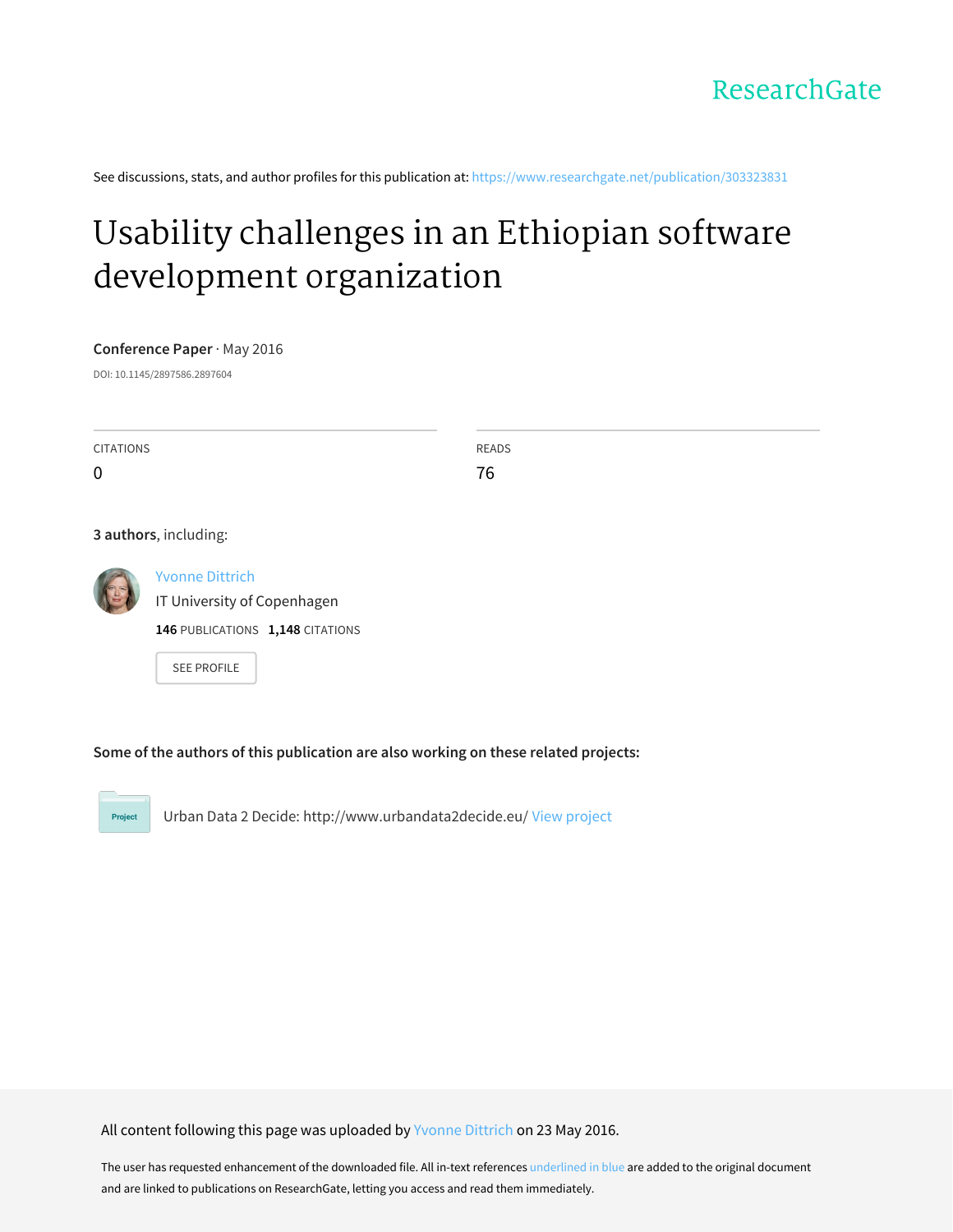ResearchGate

See discussions, stats, and author profiles for this publication at: https://www.researchgate.net/publication/303323831

# Usability challenges in an Ethiopian software development organization

**Conference Paper** · May 2016

DOI: 10.1145/2897586.2897604

CITATIONS
0

READS
76

**3 authors**, including:

Yvonne Dittrich
IT University of Copenhagen
**146** PUBLICATIONS **1,148** CITATIONS

SEE PROFILE

**Some of the authors of this publication are also working on these related projects:**

Project: Urban Data 2 Decide: http://www.urbandata2decide.eu/ View project

All content following this page was uploaded by Yvonne Dittrich on 23 May 2016.

The user has requested enhancement of the downloaded file. All in-text references underlined in blue are added to the original document and are linked to publications on ResearchGate, letting you access and read them immediately.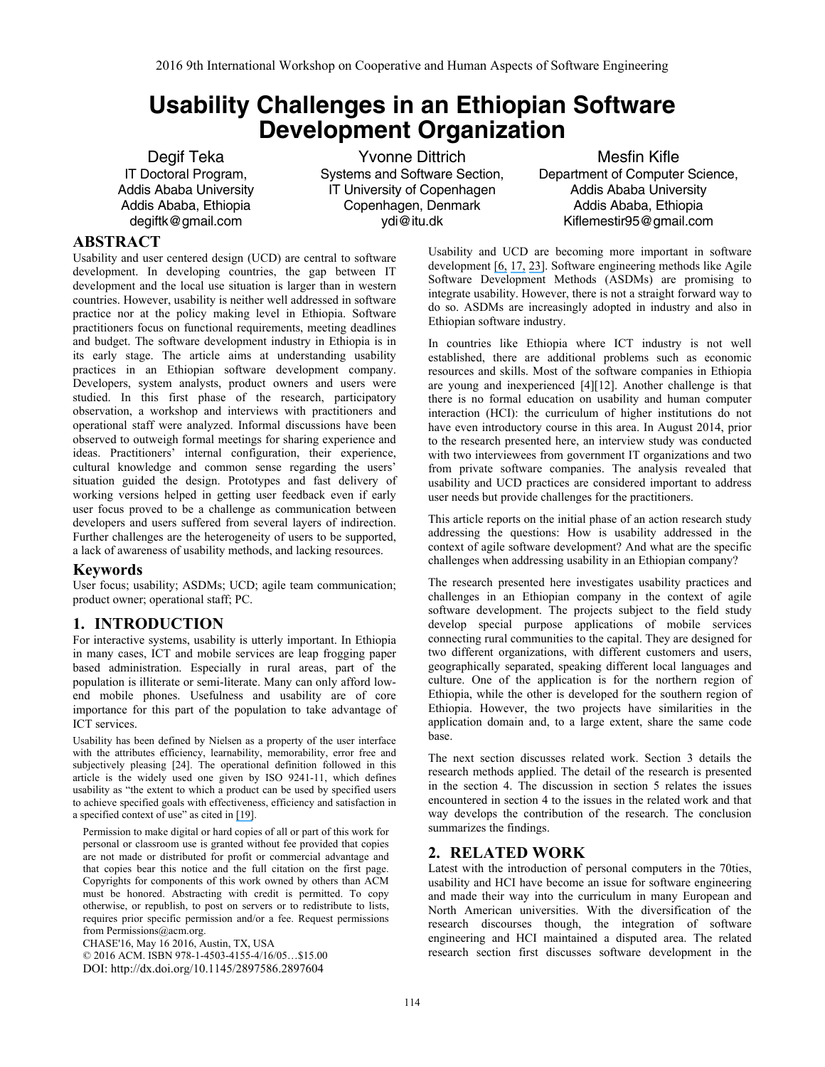# Usability Challenges in an Ethiopian Software Development Organization

Degif Teka
IT Doctoral Program,
Addis Ababa University
Addis Ababa, Ethiopia
degiftk@gmail.com

Yvonne Dittrich
Systems and Software Section,
IT University of Copenhagen
Copenhagen, Denmark
ydi@itu.dk

Mesfin Kifle
Department of Computer Science,
Addis Ababa University
Addis Ababa, Ethiopia
Kiflemestir95@gmail.com

## ABSTRACT

Usability and user centered design (UCD) are central to software development. In developing countries, the gap between IT development and the local use situation is larger than in western countries. However, usability is neither well addressed in software practice nor at the policy making level in Ethiopia. Software practitioners focus on functional requirements, meeting deadlines and budget. The software development industry in Ethiopia is in its early stage. The article aims at understanding usability practices in an Ethiopian software development company. Developers, system analysts, product owners and users were studied. In this first phase of the research, participatory observation, a workshop and interviews with practitioners and operational staff were analyzed. Informal discussions have been observed to outweigh formal meetings for sharing experience and ideas. Practitioners' internal configuration, their experience, cultural knowledge and common sense regarding the users' situation guided the design. Prototypes and fast delivery of working versions helped in getting user feedback even if early user focus proved to be a challenge as communication between developers and users suffered from several layers of indirection. Further challenges are the heterogeneity of users to be supported, a lack of awareness of usability methods, and lacking resources.

## Keywords

User focus; usability; ASDMs; UCD; agile team communication; product owner; operational staff; PC.

## 1. INTRODUCTION

For interactive systems, usability is utterly important. In Ethiopia in many cases, ICT and mobile services are leap frogging paper based administration. Especially in rural areas, part of the population is illiterate or semi-literate. Many can only afford low-end mobile phones. Usefulness and usability are of core importance for this part of the population to take advantage of ICT services.

Usability has been defined by Nielsen as a property of the user interface with the attributes efficiency, learnability, memorability, error free and subjectively pleasing [24]. The operational definition followed in this article is the widely used one given by ISO 9241-11, which defines usability as "the extent to which a product can be used by specified users to achieve specified goals with effectiveness, efficiency and satisfaction in a specified context of use" as cited in [19].

Permission to make digital or hard copies of all or part of this work for personal or classroom use is granted without fee provided that copies are not made or distributed for profit or commercial advantage and that copies bear this notice and the full citation on the first page. Copyrights for components of this work owned by others than ACM must be honored. Abstracting with credit is permitted. To copy otherwise, or republish, to post on servers or to redistribute to lists, requires prior specific permission and/or a fee. Request permissions from Permissions@acm.org.
CHASE'16, May 16 2016, Austin, TX, USA
© 2016 ACM. ISBN 978-1-4503-4155-4/16/05…$15.00
DOI: http://dx.doi.org/10.1145/2897586.2897604

Usability and UCD are becoming more important in software development [6, 17, 23]. Software engineering methods like Agile Software Development Methods (ASDMs) are promising to integrate usability. However, there is not a straight forward way to do so. ASDMs are increasingly adopted in industry and also in Ethiopian software industry.

In countries like Ethiopia where ICT industry is not well established, there are additional problems such as economic resources and skills. Most of the software companies in Ethiopia are young and inexperienced [4][12]. Another challenge is that there is no formal education on usability and human computer interaction (HCI): the curriculum of higher institutions do not have even introductory course in this area. In August 2014, prior to the research presented here, an interview study was conducted with two interviewees from government IT organizations and two from private software companies. The analysis revealed that usability and UCD practices are considered important to address user needs but provide challenges for the practitioners.

This article reports on the initial phase of an action research study addressing the questions: How is usability addressed in the context of agile software development? And what are the specific challenges when addressing usability in an Ethiopian company?

The research presented here investigates usability practices and challenges in an Ethiopian company in the context of agile software development. The projects subject to the field study develop special purpose applications of mobile services connecting rural communities to the capital. They are designed for two different organizations, with different customers and users, geographically separated, speaking different local languages and culture. One of the application is for the northern region of Ethiopia, while the other is developed for the southern region of Ethiopia. However, the two projects have similarities in the application domain and, to a large extent, share the same code base.

The next section discusses related work. Section 3 details the research methods applied. The detail of the research is presented in the section 4. The discussion in section 5 relates the issues encountered in section 4 to the issues in the related work and that way develops the contribution of the research. The conclusion summarizes the findings.

## 2. RELATED WORK

Latest with the introduction of personal computers in the 70ties, usability and HCI have become an issue for software engineering and made their way into the curriculum in many European and North American universities. With the diversification of the research discourses though, the integration of software engineering and HCI maintained a disputed area. The related research section first discusses software development in the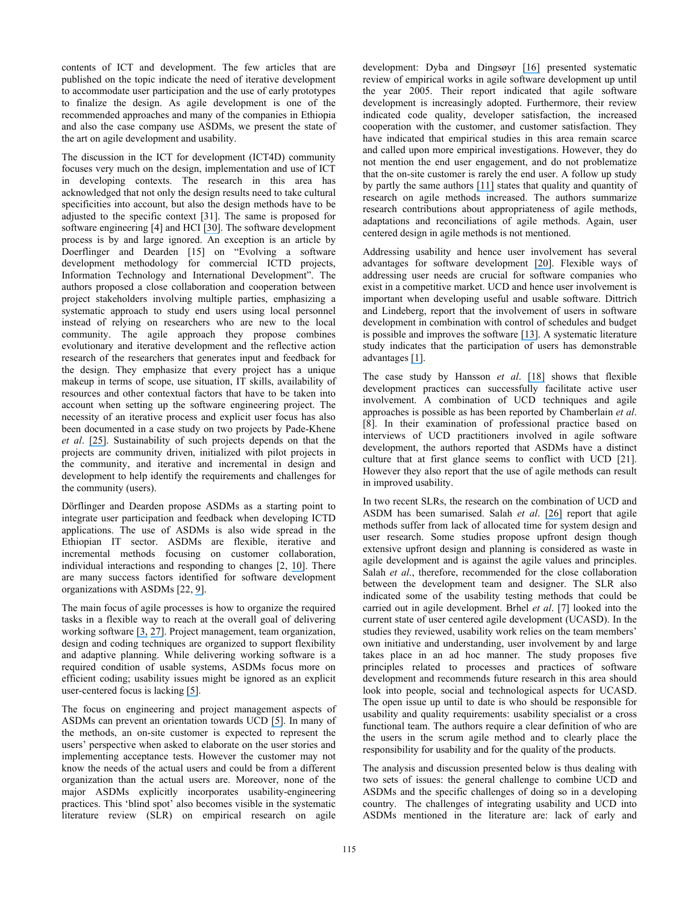contents of ICT and development. The few articles that are published on the topic indicate the need of iterative development to accommodate user participation and the use of early prototypes to finalize the design. As agile development is one of the recommended approaches and many of the companies in Ethiopia and also the case company use ASDMs, we present the state of the art on agile development and usability.

The discussion in the ICT for development (ICT4D) community focuses very much on the design, implementation and use of ICT in developing contexts. The research in this area has acknowledged that not only the design results need to take cultural specificities into account, but also the design methods have to be adjusted to the specific context [31]. The same is proposed for software engineering [4] and HCI [30]. The software development process is by and large ignored. An exception is an article by Doerflinger and Dearden [15] on "Evolving a software development methodology for commercial ICTD projects, Information Technology and International Development". The authors proposed a close collaboration and cooperation between project stakeholders involving multiple parties, emphasizing a systematic approach to study end users using local personnel instead of relying on researchers who are new to the local community. The agile approach they propose combines evolutionary and iterative development and the reflective action research of the researchers that generates input and feedback for the design. They emphasize that every project has a unique makeup in terms of scope, use situation, IT skills, availability of resources and other contextual factors that have to be taken into account when setting up the software engineering project. The necessity of an iterative process and explicit user focus has also been documented in a case study on two projects by Pade-Khene *et al*. [25]. Sustainability of such projects depends on that the projects are community driven, initialized with pilot projects in the community, and iterative and incremental in design and development to help identify the requirements and challenges for the community (users).

Dörflinger and Dearden propose ASDMs as a starting point to integrate user participation and feedback when developing ICTD applications. The use of ASDMs is also wide spread in the Ethiopian IT sector. ASDMs are flexible, iterative and incremental methods focusing on customer collaboration, individual interactions and responding to changes [2, 10]. There are many success factors identified for software development organizations with ASDMs [22, 9].

The main focus of agile processes is how to organize the required tasks in a flexible way to reach at the overall goal of delivering working software [3, 27]. Project management, team organization, design and coding techniques are organized to support flexibility and adaptive planning. While delivering working software is a required condition of usable systems, ASDMs focus more on efficient coding; usability issues might be ignored as an explicit user-centered focus is lacking [5].

The focus on engineering and project management aspects of ASDMs can prevent an orientation towards UCD [5]. In many of the methods, an on-site customer is expected to represent the users' perspective when asked to elaborate on the user stories and implementing acceptance tests. However the customer may not know the needs of the actual users and could be from a different organization than the actual users are. Moreover, none of the major ASDMs explicitly incorporates usability-engineering practices. This 'blind spot' also becomes visible in the systematic literature review (SLR) on empirical research on agile development: Dyba and Dingsøyr [16] presented systematic review of empirical works in agile software development up until the year 2005. Their report indicated that agile software development is increasingly adopted. Furthermore, their review indicated code quality, developer satisfaction, the increased cooperation with the customer, and customer satisfaction. They have indicated that empirical studies in this area remain scarce and called upon more empirical investigations. However, they do not mention the end user engagement, and do not problematize that the on-site customer is rarely the end user. A follow up study by partly the same authors [11] states that quality and quantity of research on agile methods increased. The authors summarize research contributions about appropriateness of agile methods, adaptations and reconciliations of agile methods. Again, user centered design in agile methods is not mentioned.

Addressing usability and hence user involvement has several advantages for software development [20]. Flexible ways of addressing user needs are crucial for software companies who exist in a competitive market. UCD and hence user involvement is important when developing useful and usable software. Dittrich and Lindeberg, report that the involvement of users in software development in combination with control of schedules and budget is possible and improves the software [13]. A systematic literature study indicates that the participation of users has demonstrable advantages [1].

The case study by Hansson *et al*. [18] shows that flexible development practices can successfully facilitate active user involvement. A combination of UCD techniques and agile approaches is possible as has been reported by Chamberlain *et al*. [8]. In their examination of professional practice based on interviews of UCD practitioners involved in agile software development, the authors reported that ASDMs have a distinct culture that at first glance seems to conflict with UCD [21]. However they also report that the use of agile methods can result in improved usability.

In two recent SLRs, the research on the combination of UCD and ASDM has been sumarised. Salah *et al*. [26] report that agile methods suffer from lack of allocated time for system design and user research. Some studies propose upfront design though extensive upfront design and planning is considered as waste in agile development and is against the agile values and principles. Salah *et al*., therefore, recommended for the close collaboration between the development team and designer. The SLR also indicated some of the usability testing methods that could be carried out in agile development. Brhel *et al*. [7] looked into the current state of user centered agile development (UCASD). In the studies they reviewed, usability work relies on the team members' own initiative and understanding, user involvement by and large takes place in an ad hoc manner. The study proposes five principles related to processes and practices of software development and recommends future research in this area should look into people, social and technological aspects for UCASD. The open issue up until to date is who should be responsible for usability and quality requirements: usability specialist or a cross functional team. The authors require a clear definition of who are the users in the scrum agile method and to clearly place the responsibility for usability and for the quality of the products.

The analysis and discussion presented below is thus dealing with two sets of issues: the general challenge to combine UCD and ASDMs and the specific challenges of doing so in a developing country. The challenges of integrating usability and UCD into ASDMs mentioned in the literature are: lack of early and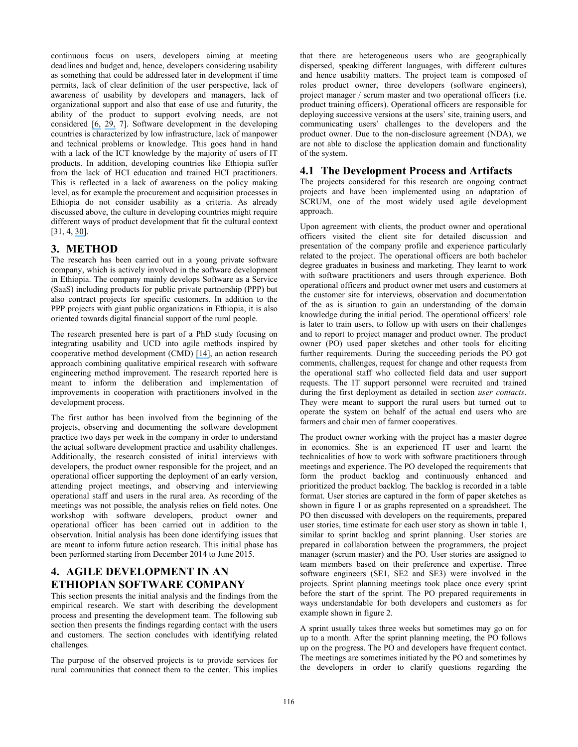continuous focus on users, developers aiming at meeting deadlines and budget and, hence, developers considering usability as something that could be addressed later in development if time permits, lack of clear definition of the user perspective, lack of awareness of usability by developers and managers, lack of organizational support and also that ease of use and futurity, the ability of the product to support evolving needs, are not considered [6, 29, 7]. Software development in the developing countries is characterized by low infrastructure, lack of manpower and technical problems or knowledge. This goes hand in hand with a lack of the ICT knowledge by the majority of users of IT products. In addition, developing countries like Ethiopia suffer from the lack of HCI education and trained HCI practitioners. This is reflected in a lack of awareness on the policy making level, as for example the procurement and acquisition processes in Ethiopia do not consider usability as a criteria. As already discussed above, the culture in developing countries might require different ways of product development that fit the cultural context [31, 4, 30].

# 3. METHOD

The research has been carried out in a young private software company, which is actively involved in the software development in Ethiopia. The company mainly develops Software as a Service (SaaS) including products for public private partnership (PPP) but also contract projects for specific customers. In addition to the PPP projects with giant public organizations in Ethiopia, it is also oriented towards digital financial support of the rural people.

The research presented here is part of a PhD study focusing on integrating usability and UCD into agile methods inspired by cooperative method development (CMD) [14], an action research approach combining qualitative empirical research with software engineering method improvement. The research reported here is meant to inform the deliberation and implementation of improvements in cooperation with practitioners involved in the development process.

The first author has been involved from the beginning of the projects, observing and documenting the software development practice two days per week in the company in order to understand the actual software development practice and usability challenges. Additionally, the research consisted of initial interviews with developers, the product owner responsible for the project, and an operational officer supporting the deployment of an early version, attending project meetings, and observing and interviewing operational staff and users in the rural area. As recording of the meetings was not possible, the analysis relies on field notes. One workshop with software developers, product owner and operational officer has been carried out in addition to the observation. Initial analysis has been done identifying issues that are meant to inform future action research. This initial phase has been performed starting from December 2014 to June 2015.

# 4. AGILE DEVELOPMENT IN AN ETHIOPIAN SOFTWARE COMPANY

This section presents the initial analysis and the findings from the empirical research. We start with describing the development process and presenting the development team. The following sub section then presents the findings regarding contact with the users and customers. The section concludes with identifying related challenges.

The purpose of the observed projects is to provide services for rural communities that connect them to the center. This implies that there are heterogeneous users who are geographically dispersed, speaking different languages, with different cultures and hence usability matters. The project team is composed of roles product owner, three developers (software engineers), project manager / scrum master and two operational officers (i.e. product training officers). Operational officers are responsible for deploying successive versions at the users' site, training users, and communicating users' challenges to the developers and the product owner. Due to the non-disclosure agreement (NDA), we are not able to disclose the application domain and functionality of the system.

## 4.1 The Development Process and Artifacts

The projects considered for this research are ongoing contract projects and have been implemented using an adaptation of SCRUM, one of the most widely used agile development approach.

Upon agreement with clients, the product owner and operational officers visited the client site for detailed discussion and presentation of the company profile and experience particularly related to the project. The operational officers are both bachelor degree graduates in business and marketing. They learnt to work with software practitioners and users through experience. Both operational officers and product owner met users and customers at the customer site for interviews, observation and documentation of the as is situation to gain an understanding of the domain knowledge during the initial period. The operational officers' role is later to train users, to follow up with users on their challenges and to report to project manager and product owner. The product owner (PO) used paper sketches and other tools for eliciting further requirements. During the succeeding periods the PO got comments, challenges, request for change and other requests from the operational staff who collected field data and user support requests. The IT support personnel were recruited and trained during the first deployment as detailed in section *user contacts*. They were meant to support the rural users but turned out to operate the system on behalf of the actual end users who are farmers and chair men of farmer cooperatives.

The product owner working with the project has a master degree in economics. She is an experienced IT user and learnt the technicalities of how to work with software practitioners through meetings and experience. The PO developed the requirements that form the product backlog and continuously enhanced and prioritized the product backlog. The backlog is recorded in a table format. User stories are captured in the form of paper sketches as shown in figure 1 or as graphs represented on a spreadsheet. The PO then discussed with developers on the requirements, prepared user stories, time estimate for each user story as shown in table 1, similar to sprint backlog and sprint planning. User stories are prepared in collaboration between the programmers, the project manager (scrum master) and the PO. User stories are assigned to team members based on their preference and expertise. Three software engineers (SE1, SE2 and SE3) were involved in the projects. Sprint planning meetings took place once every sprint before the start of the sprint. The PO prepared requirements in ways understandable for both developers and customers as for example shown in figure 2.

A sprint usually takes three weeks but sometimes may go on for up to a month. After the sprint planning meeting, the PO follows up on the progress. The PO and developers have frequent contact. The meetings are sometimes initiated by the PO and sometimes by the developers in order to clarify questions regarding the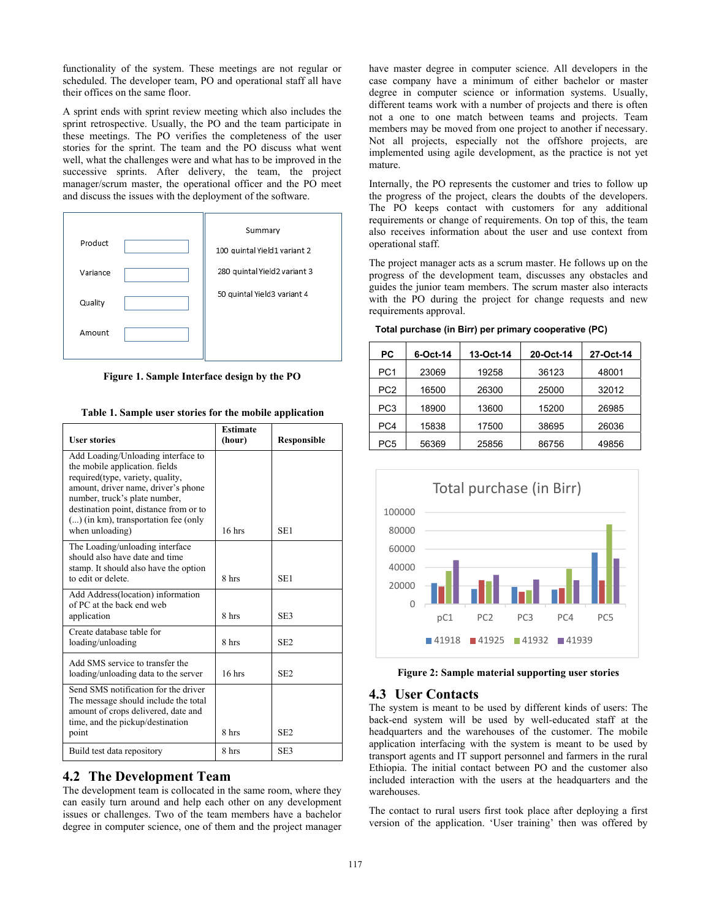functionality of the system. These meetings are not regular or scheduled. The developer team, PO and operational staff all have their offices on the same floor.

A sprint ends with sprint review meeting which also includes the sprint retrospective. Usually, the PO and the team participate in these meetings. The PO verifies the completeness of the user stories for the sprint. The team and the PO discuss what went well, what the challenges were and what has to be improved in the successive sprints. After delivery, the team, the project manager/scrum master, the operational officer and the PO meet and discuss the issues with the deployment of the software.

| Product | |
|---|---|
| Variance | |
| Quality | |
| Amount | |

Summary

100 quintal Yield1 variant 2

280 quintal Yield2 variant 3

50 quintal Yield3 variant 4

**Figure 1. Sample Interface design by the PO**

**Table 1. Sample user stories for the mobile application**

| User stories | Estimate (hour) | Responsible |
|---|---|---|
| Add Loading/Unloading interface to the mobile application. fields required(type, variety, quality, amount, driver name, driver's phone number, truck's plate number, destination point, distance from or to (...) (in km), transportation fee (only when unloading) | 16 hrs | SE1 |
| The Loading/unloading interface should also have date and time stamp. It should also have the option to edit or delete. | 8 hrs | SE1 |
| Add Address(location) information of PC at the back end web application | 8 hrs | SE3 |
| Create database table for loading/unloading | 8 hrs | SE2 |
| Add SMS service to transfer the loading/unloading data to the server | 16 hrs | SE2 |
| Send SMS notification for the driver The message should include the total amount of crops delivered, date and time, and the pickup/destination point | 8 hrs | SE2 |
| Build test data repository | 8 hrs | SE3 |

## 4.2 The Development Team

The development team is collocated in the same room, where they can easily turn around and help each other on any development issues or challenges. Two of the team members have a bachelor degree in computer science, one of them and the project manager have master degree in computer science. All developers in the case company have a minimum of either bachelor or master degree in computer science or information systems. Usually, different teams work with a number of projects and there is often not a one to one match between teams and projects. Team members may be moved from one project to another if necessary. Not all projects, especially not the offshore projects, are implemented using agile development, as the practice is not yet mature.

Internally, the PO represents the customer and tries to follow up the progress of the project, clears the doubts of the developers. The PO keeps contact with customers for any additional requirements or change of requirements. On top of this, the team also receives information about the user and use context from operational staff.

The project manager acts as a scrum master. He follows up on the progress of the development team, discusses any obstacles and guides the junior team members. The scrum master also interacts with the PO during the project for change requests and new requirements approval.

**Total purchase (in Birr) per primary cooperative (PC)**

| PC | 6-Oct-14 | 13-Oct-14 | 20-Oct-14 | 27-Oct-14 |
|---|---|---|---|---|
| PC1 | 23069 | 19258 | 36123 | 48001 |
| PC2 | 16500 | 26300 | 25000 | 32012 |
| PC3 | 18900 | 13600 | 15200 | 26985 |
| PC4 | 15838 | 17500 | 38695 | 26036 |
| PC5 | 56369 | 25856 | 86756 | 49856 |

**Figure 2: Sample material supporting user stories**

## 4.3 User Contacts

The system is meant to be used by different kinds of users: The back-end system will be used by well-educated staff at the headquarters and the warehouses of the customer. The mobile application interfacing with the system is meant to be used by transport agents and IT support personnel and farmers in the rural Ethiopia. The initial contact between PO and the customer also included interaction with the users at the headquarters and the warehouses.

The contact to rural users first took place after deploying a first version of the application. 'User training' then was offered by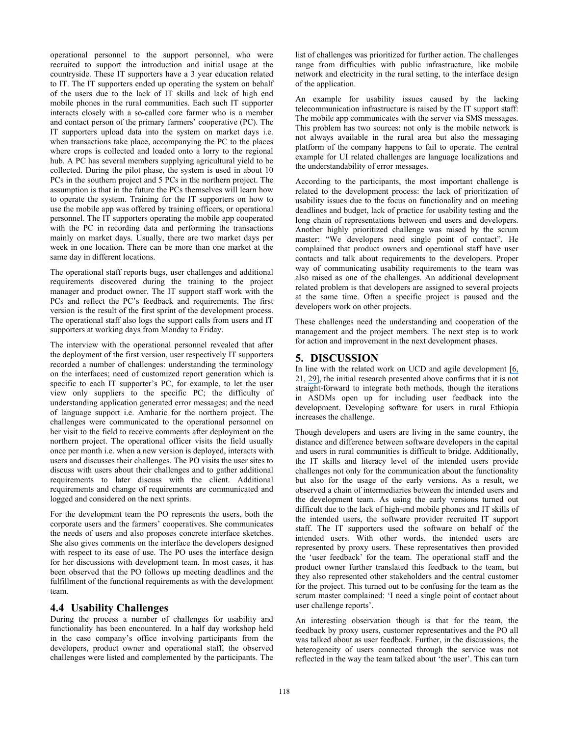operational personnel to the support personnel, who were recruited to support the introduction and initial usage at the countryside. These IT supporters have a 3 year education related to IT. The IT supporters ended up operating the system on behalf of the users due to the lack of IT skills and lack of high end mobile phones in the rural communities. Each such IT supporter interacts closely with a so-called core farmer who is a member and contact person of the primary farmers' cooperative (PC). The IT supporters upload data into the system on market days i.e. when transactions take place, accompanying the PC to the places where crops is collected and loaded onto a lorry to the regional hub. A PC has several members supplying agricultural yield to be collected. During the pilot phase, the system is used in about 10 PCs in the southern project and 5 PCs in the northern project. The assumption is that in the future the PCs themselves will learn how to operate the system. Training for the IT supporters on how to use the mobile app was offered by training officers, or operational personnel. The IT supporters operating the mobile app cooperated with the PC in recording data and performing the transactions mainly on market days. Usually, there are two market days per week in one location. There can be more than one market at the same day in different locations.

The operational staff reports bugs, user challenges and additional requirements discovered during the training to the project manager and product owner. The IT support staff work with the PCs and reflect the PC's feedback and requirements. The first version is the result of the first sprint of the development process. The operational staff also logs the support calls from users and IT supporters at working days from Monday to Friday.

The interview with the operational personnel revealed that after the deployment of the first version, user respectively IT supporters recorded a number of challenges: understanding the terminology on the interfaces; need of customized report generation which is specific to each IT supporter's PC, for example, to let the user view only suppliers to the specific PC; the difficulty of understanding application generated error messages; and the need of language support i.e. Amharic for the northern project. The challenges were communicated to the operational personnel on her visit to the field to receive comments after deployment on the northern project. The operational officer visits the field usually once per month i.e. when a new version is deployed, interacts with users and discusses their challenges. The PO visits the user sites to discuss with users about their challenges and to gather additional requirements to later discuss with the client. Additional requirements and change of requirements are communicated and logged and considered on the next sprints.

For the development team the PO represents the users, both the corporate users and the farmers' cooperatives. She communicates the needs of users and also proposes concrete interface sketches. She also gives comments on the interface the developers designed with respect to its ease of use. The PO uses the interface design for her discussions with development team. In most cases, it has been observed that the PO follows up meeting deadlines and the fulfillment of the functional requirements as with the development team.

### 4.4 Usability Challenges

During the process a number of challenges for usability and functionality has been encountered. In a half day workshop held in the case company's office involving participants from the developers, product owner and operational staff, the observed challenges were listed and complemented by the participants. The list of challenges was prioritized for further action. The challenges range from difficulties with public infrastructure, like mobile network and electricity in the rural setting, to the interface design of the application.

An example for usability issues caused by the lacking telecommunication infrastructure is raised by the IT support staff: The mobile app communicates with the server via SMS messages. This problem has two sources: not only is the mobile network is not always available in the rural area but also the messaging platform of the company happens to fail to operate. The central example for UI related challenges are language localizations and the understandability of error messages.

According to the participants, the most important challenge is related to the development process: the lack of prioritization of usability issues due to the focus on functionality and on meeting deadlines and budget, lack of practice for usability testing and the long chain of representations between end users and developers. Another highly prioritized challenge was raised by the scrum master: "We developers need single point of contact". He complained that product owners and operational staff have user contacts and talk about requirements to the developers. Proper way of communicating usability requirements to the team was also raised as one of the challenges. An additional development related problem is that developers are assigned to several projects at the same time. Often a specific project is paused and the developers work on other projects.

These challenges need the understanding and cooperation of the management and the project members. The next step is to work for action and improvement in the next development phases.

## 5. DISCUSSION

In line with the related work on UCD and agile development [6, 21, 29], the initial research presented above confirms that it is not straight-forward to integrate both methods, though the iterations in ASDMs open up for including user feedback into the development. Developing software for users in rural Ethiopia increases the challenge.

Though developers and users are living in the same country, the distance and difference between software developers in the capital and users in rural communities is difficult to bridge. Additionally, the IT skills and literacy level of the intended users provide challenges not only for the communication about the functionality but also for the usage of the early versions. As a result, we observed a chain of intermediaries between the intended users and the development team. As using the early versions turned out difficult due to the lack of high-end mobile phones and IT skills of the intended users, the software provider recruited IT support staff. The IT supporters used the software on behalf of the intended users. With other words, the intended users are represented by proxy users. These representatives then provided the 'user feedback' for the team. The operational staff and the product owner further translated this feedback to the team, but they also represented other stakeholders and the central customer for the project. This turned out to be confusing for the team as the scrum master complained: 'I need a single point of contact about user challenge reports'.

An interesting observation though is that for the team, the feedback by proxy users, customer representatives and the PO all was talked about as user feedback. Further, in the discussions, the heterogeneity of users connected through the service was not reflected in the way the team talked about 'the user'. This can turn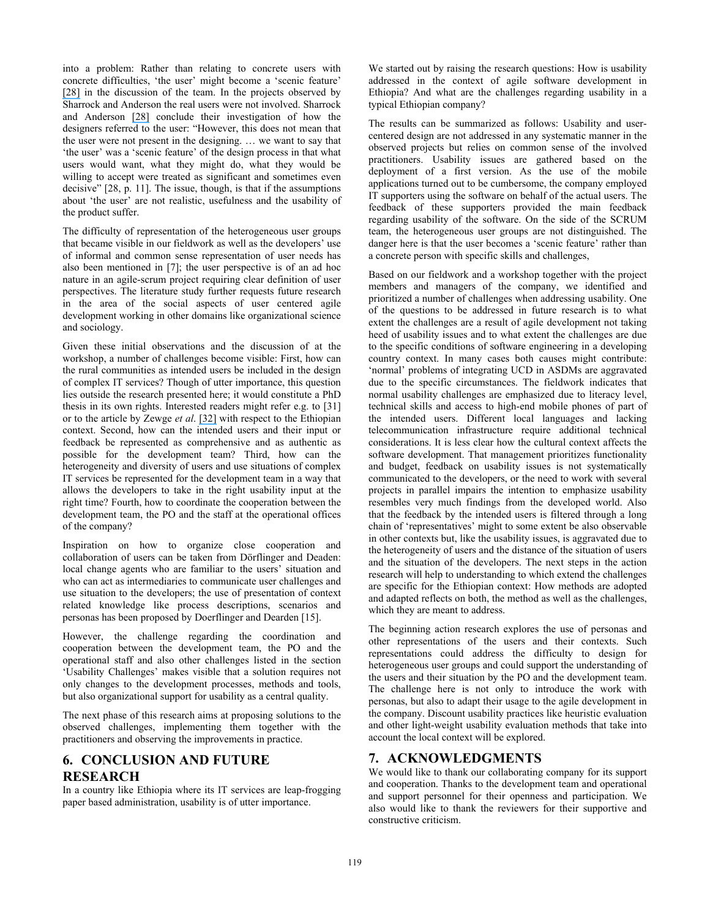into a problem: Rather than relating to concrete users with concrete difficulties, 'the user' might become a 'scenic feature' [28] in the discussion of the team. In the projects observed by Sharrock and Anderson the real users were not involved. Sharrock and Anderson [28] conclude their investigation of how the designers referred to the user: "However, this does not mean that the user were not present in the designing. … we want to say that 'the user' was a 'scenic feature' of the design process in that what users would want, what they might do, what they would be willing to accept were treated as significant and sometimes even decisive" [28, p. 11]. The issue, though, is that if the assumptions about 'the user' are not realistic, usefulness and the usability of the product suffer.

The difficulty of representation of the heterogeneous user groups that became visible in our fieldwork as well as the developers' use of informal and common sense representation of user needs has also been mentioned in [7]; the user perspective is of an ad hoc nature in an agile-scrum project requiring clear definition of user perspectives. The literature study further requests future research in the area of the social aspects of user centered agile development working in other domains like organizational science and sociology.

Given these initial observations and the discussion of at the workshop, a number of challenges become visible: First, how can the rural communities as intended users be included in the design of complex IT services? Though of utter importance, this question lies outside the research presented here; it would constitute a PhD thesis in its own rights. Interested readers might refer e.g. to [31] or to the article by Zewge *et al*. [32] with respect to the Ethiopian context. Second, how can the intended users and their input or feedback be represented as comprehensive and as authentic as possible for the development team? Third, how can the heterogeneity and diversity of users and use situations of complex IT services be represented for the development team in a way that allows the developers to take in the right usability input at the right time? Fourth, how to coordinate the cooperation between the development team, the PO and the staff at the operational offices of the company?

Inspiration on how to organize close cooperation and collaboration of users can be taken from Dörflinger and Deaden: local change agents who are familiar to the users' situation and who can act as intermediaries to communicate user challenges and use situation to the developers; the use of presentation of context related knowledge like process descriptions, scenarios and personas has been proposed by Doerflinger and Dearden [15].

However, the challenge regarding the coordination and cooperation between the development team, the PO and the operational staff and also other challenges listed in the section 'Usability Challenges' makes visible that a solution requires not only changes to the development processes, methods and tools, but also organizational support for usability as a central quality.

The next phase of this research aims at proposing solutions to the observed challenges, implementing them together with the practitioners and observing the improvements in practice.

## 6. CONCLUSION AND FUTURE RESEARCH

In a country like Ethiopia where its IT services are leap-frogging paper based administration, usability is of utter importance.

We started out by raising the research questions: How is usability addressed in the context of agile software development in Ethiopia? And what are the challenges regarding usability in a typical Ethiopian company?

The results can be summarized as follows: Usability and user-centered design are not addressed in any systematic manner in the observed projects but relies on common sense of the involved practitioners. Usability issues are gathered based on the deployment of a first version. As the use of the mobile applications turned out to be cumbersome, the company employed IT supporters using the software on behalf of the actual users. The feedback of these supporters provided the main feedback regarding usability of the software. On the side of the SCRUM team, the heterogeneous user groups are not distinguished. The danger here is that the user becomes a 'scenic feature' rather than a concrete person with specific skills and challenges,

Based on our fieldwork and a workshop together with the project members and managers of the company, we identified and prioritized a number of challenges when addressing usability. One of the questions to be addressed in future research is to what extent the challenges are a result of agile development not taking heed of usability issues and to what extent the challenges are due to the specific conditions of software engineering in a developing country context. In many cases both causes might contribute: 'normal' problems of integrating UCD in ASDMs are aggravated due to the specific circumstances. The fieldwork indicates that normal usability challenges are emphasized due to literacy level, technical skills and access to high-end mobile phones of part of the intended users. Different local languages and lacking telecommunication infrastructure require additional technical considerations. It is less clear how the cultural context affects the software development. That management prioritizes functionality and budget, feedback on usability issues is not systematically communicated to the developers, or the need to work with several projects in parallel impairs the intention to emphasize usability resembles very much findings from the developed world. Also that the feedback by the intended users is filtered through a long chain of 'representatives' might to some extent be also observable in other contexts but, like the usability issues, is aggravated due to the heterogeneity of users and the distance of the situation of users and the situation of the developers. The next steps in the action research will help to understanding to which extend the challenges are specific for the Ethiopian context: How methods are adopted and adapted reflects on both, the method as well as the challenges, which they are meant to address.

The beginning action research explores the use of personas and other representations of the users and their contexts. Such representations could address the difficulty to design for heterogeneous user groups and could support the understanding of the users and their situation by the PO and the development team. The challenge here is not only to introduce the work with personas, but also to adapt their usage to the agile development in the company. Discount usability practices like heuristic evaluation and other light-weight usability evaluation methods that take into account the local context will be explored.

## 7. ACKNOWLEDGMENTS

We would like to thank our collaborating company for its support and cooperation. Thanks to the development team and operational and support personnel for their openness and participation. We also would like to thank the reviewers for their supportive and constructive criticism.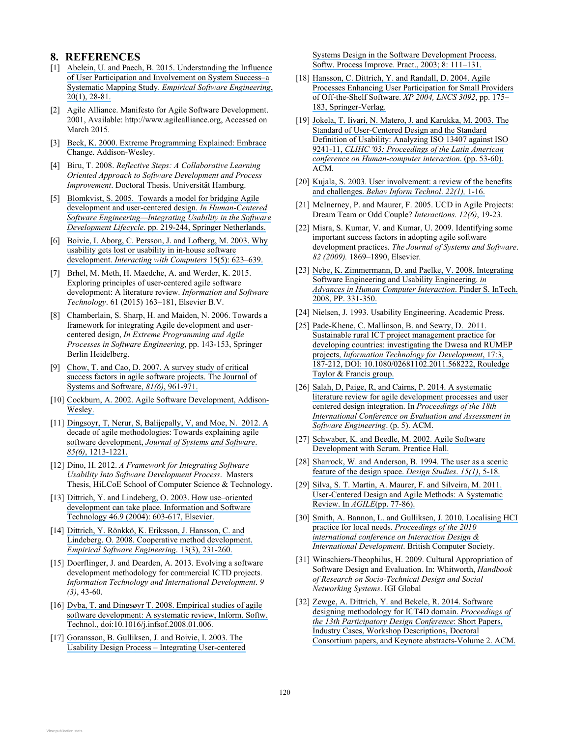## 8. REFERENCES

[1] Abelein, U. and Paech, B. 2015. Understanding the Influence of User Participation and Involvement on System Success–a Systematic Mapping Study. *Empirical Software Engineering*, 20(1), 28-81.

[2] Agile Alliance. Manifesto for Agile Software Development. 2001, Available: http://www.agilealliance.org, Accessed on March 2015.

[3] Beck, K. 2000. Extreme Programming Explained: Embrace Change. Addison-Wesley.

[4] Biru, T. 2008. *Reflective Steps: A Collaborative Learning Oriented Approach to Software Development and Process Improvement*. Doctoral Thesis. Universität Hamburg.

[5] Blomkvist, S. 2005. Towards a model for bridging Agile development and user-centered design. *In Human-Centered Software Engineering—Integrating Usability in the Software Development Lifecycle*. pp. 219-244, Springer Netherlands.

[6] Boivie, I. Aborg, C. Persson, J. and Lofberg, M. 2003. Why usability gets lost or usability in in-house software development. *Interacting with Computers* 15(5): 623–639.

[7] Brhel, M. Meth, H. Maedche, A. and Werder, K. 2015. Exploring principles of user-centered agile software development: A literature review. *Information and Software Technology*. 61 (2015) 163–181, Elsevier B.V.

[8] Chamberlain, S. Sharp, H. and Maiden, N. 2006. Towards a framework for integrating Agile development and user-centered design, *In Extreme Programming and Agile Processes in Software Engineering*, pp. 143-153, Springer Berlin Heidelberg.

[9] Chow, T. and Cao, D. 2007. A survey study of critical success factors in agile software projects. The Journal of Systems and Software, *81(6)*, 961-971.

[10] Cockburn, A. 2002. Agile Software Development, Addison-Wesley.

[11] Dingsoyr, T, Nerur, S, Balijepally, V, and Moe, N. 2012. A decade of agile methodologies: Towards explaining agile software development, *Journal of Systems and Software*. *85(6)*, 1213-1221.

[12] Dino, H. 2012. *A Framework for Integrating Software Usability Into Software Development Process*. Masters Thesis, HiLCoE School of Computer Science & Technology.

[13] Dittrich, Y. and Lindeberg, O. 2003. How use–oriented development can take place. Information and Software Technology 46.9 (2004): 603-617, Elsevier.

[14] Dittrich, Y. Rönkkö, K. Eriksson, J. Hansson, C. and Lindeberg. O. 2008. Cooperative method development. *Empirical Software Engineering*. 13(3), 231-260.

[15] Doerflinger, J. and Dearden, A. 2013. Evolving a software development methodology for commercial ICTD projects. *Information Technology and International Development*. *9 (3)*, 43-60.

[16] Dyba, T. and Dingsøyr T. 2008. Empirical studies of agile software development: A systematic review, Inform. Softw. Technol., doi:10.1016/j.infsof.2008.01.006.

[17] Goransson, B. Gulliksen, J. and Boivie, I. 2003. The Usability Design Process – Integrating User-centered Systems Design in the Software Development Process. Softw. Process Improve. Pract., 2003; 8: 111–131.

[18] Hansson, C. Dittrich, Y. and Randall, D. 2004. Agile Processes Enhancing User Participation for Small Providers of Off-the-Shelf Software. *XP 2004, LNCS 3092*, pp. 175–183, Springer-Verlag.

[19] Jokela, T. Iivari, N. Matero, J. and Karukka, M. 2003. The Standard of User-Centered Design and the Standard Definition of Usability: Analyzing ISO 13407 against ISO 9241-11, *CLIHC '03: Proceedings of the Latin American conference on Human-computer interaction*. (pp. 53-60). ACM.

[20] Kujala, S. 2003. User involvement: a review of the benefits and challenges. *Behav Inform Technol*. *22(1),* 1-16.

[21] McInerney, P. and Maurer, F. 2005. UCD in Agile Projects: Dream Team or Odd Couple? *Interactions*. *12(6)*, 19-23.

[22] Misra, S. Kumar, V. and Kumar, U. 2009. Identifying some important success factors in adopting agile software development practices. *The Journal of Systems and Software*. *82 (2009).* 1869–1890, Elsevier.

[23] Nebe, K. Zimmermann, D. and Paelke, V. 2008. Integrating Software Engineering and Usability Engineering. *in Advances in Human Computer Interaction*. Pinder S. InTech. 2008, PP. 331-350.

[24] Nielsen, J. 1993. Usability Engineering. Academic Press.

[25] Pade-Khene, C. Mallinson, B. and Sewry, D. 2011. Sustainable rural ICT project management practice for developing countries: investigating the Dwesa and RUMEP projects, *Information Technology for Development*, 17:3, 187-212, DOI: 10.1080/02681102.2011.568222, Rouledge Taylor & Francis group.

[26] Salah, D, Paige, R, and Cairns, P. 2014. A systematic literature review for agile development processes and user centered design integration. In *Proceedings of the 18th International Conference on Evaluation and Assessment in Software Engineering*. (p. 5). ACM.

[27] Schwaber, K. and Beedle, M. 2002. Agile Software Development with Scrum. Prentice Hall.

[28] Sharrock, W. and Anderson, B. 1994. The user as a scenic feature of the design space. *Design Studies*. *15(1)*, 5-18.

[29] Silva, S. T. Martin, A. Maurer, F. and Silveira, M. 2011. User-Centered Design and Agile Methods: A Systematic Review. In *AGILE*(pp. 77-86).

[30] Smith, A. Bannon, L. and Gulliksen, J. 2010. Localising HCI practice for local needs. *Proceedings of the 2010 international conference on Interaction Design & International Development*. British Computer Society.

[31] Winschiers-Theophilus, H. 2009. Cultural Appropriation of Software Design and Evaluation. In: Whitworth, *Handbook of Research on Socio-Technical Design and Social Networking Systems*. IGI Global

[32] Zewge, A. Dittrich, Y. and Bekele, R. 2014. Software designing methodology for ICT4D domain. *Proceedings of the 13th Participatory Design Conference*: Short Papers, Industry Cases, Workshop Descriptions, Doctoral Consortium papers, and Keynote abstracts-Volume 2. ACM.